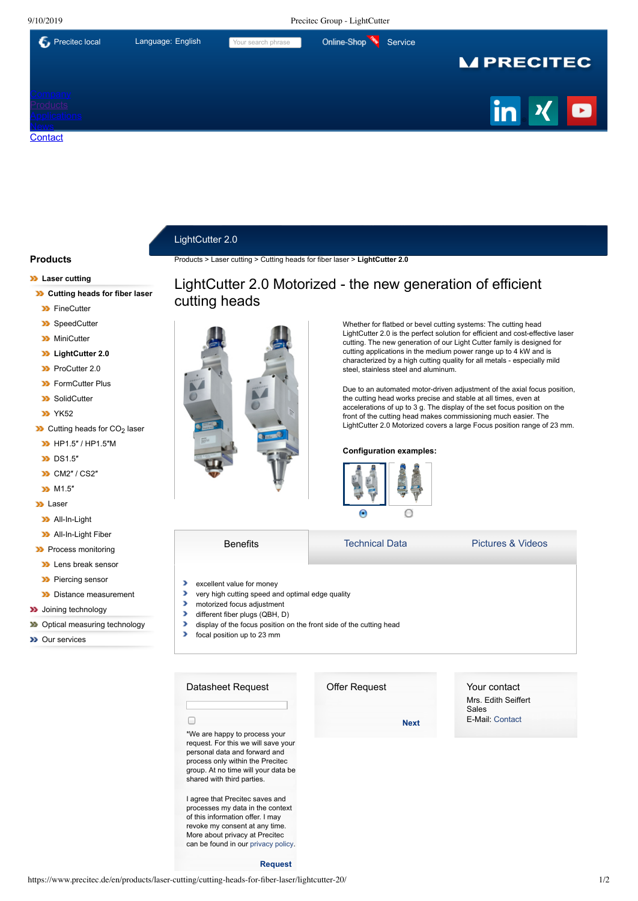Precitec local | Language: English | Your search phrase | Online-Shop | Service

PRECITEC

Company
Products
Applications
News
Contact

## LightCutter 2.0

### Products

- Laser cutting
  - Cutting heads for fiber laser
    - FineCutter
    - SpeedCutter
    - MiniCutter
    - **LightCutter 2.0**
    - ProCutter 2.0
    - FormCutter Plus
    - SolidCutter
    - YK52
  - Cutting heads for $CO_2$ laser
    - HP1.5" / HP1.5"M
    - DS1.5"
    - CM2" / CS2"
    - M1.5"
  - Laser
    - All-In-Light
    - All-In-Light Fiber
  - Process monitoring
    - Lens break sensor
    - Piercing sensor
    - Distance measurement
- Joining technology
- Optical measuring technology
- Our services

Products > Laser cutting > Cutting heads for fiber laser > **LightCutter 2.0**

# LightCutter 2.0 Motorized - the new generation of efficient cutting heads

Whether for flatbed or bevel cutting systems: The cutting head LightCutter 2.0 is the perfect solution for efficient and cost-effective laser cutting. The new generation of our Light Cutter family is designed for cutting applications in the medium power range up to 4 kW and is characterized by a high cutting quality for all metals - especially mild steel, stainless steel and aluminum.

Due to an automated motor-driven adjustment of the axial focus position, the cutting head works precise and stable at all times, even at accelerations of up to 3 g. The display of the set focus position on the front of the cutting head makes commissioning much easier. The LightCutter 2.0 Motorized covers a large Focus position range of 23 mm.

**Configuration examples:**

Benefits | Technical Data | Pictures & Videos

- excellent value for money
- very high cutting speed and optimal edge quality
- motorized focus adjustment
- different fiber plugs (QBH, D)
- display of the focus position on the front side of the cutting head
- focal position up to 23 mm

### Datasheet Request

*We are happy to process your request. For this we will save your personal data and forward and process only within the Precitec group. At no time will your data be shared with third parties.

I agree that Precitec saves and processes my data in the context of this information offer. I may revoke my consent at any time. More about privacy at Precitec can be found in our privacy policy.

**Request**

### Offer Request

**Next**

### Your contact

Mrs. Edith Seiffert
Sales
E-Mail: Contact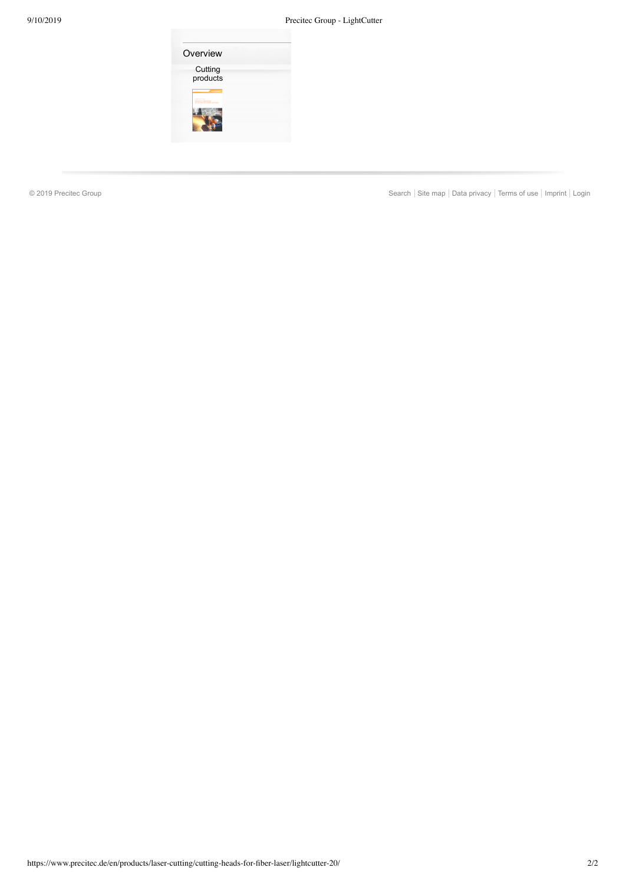Overview

Cutting products

© 2019 Precitec Group

Search | Site map | Data privacy | Terms of use | Imprint | Login